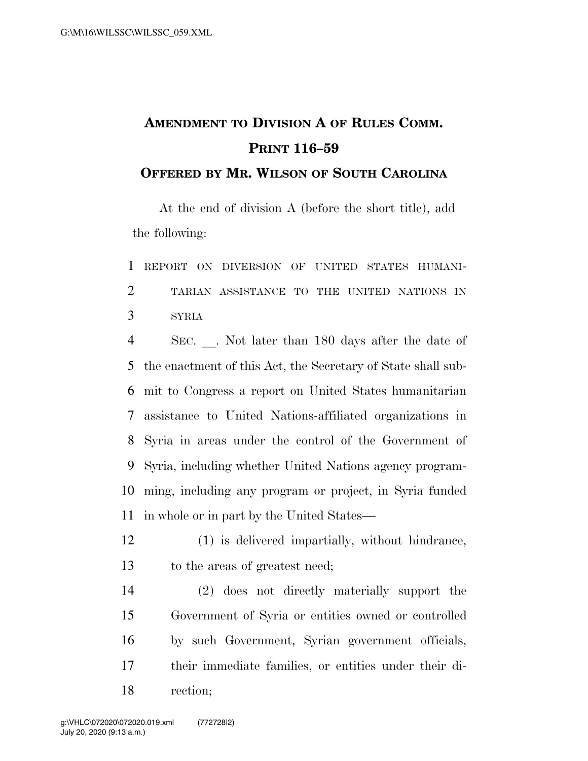# AMENDMENT TO DIVISION A OF RULES COMM. PRINT 116–59

## OFFERED BY MR. WILSON OF SOUTH CAROLINA

At the end of division A (before the short title), add the following:

REPORT ON DIVERSION OF UNITED STATES HUMANITARIAN ASSISTANCE TO THE UNITED NATIONS IN SYRIA

SEC. __. Not later than 180 days after the date of the enactment of this Act, the Secretary of State shall submit to Congress a report on United States humanitarian assistance to United Nations-affiliated organizations in Syria in areas under the control of the Government of Syria, including whether United Nations agency programming, including any program or project, in Syria funded in whole or in part by the United States—

(1) is delivered impartially, without hindrance, to the areas of greatest need;

(2) does not directly materially support the Government of Syria or entities owned or controlled by such Government, Syrian government officials, their immediate families, or entities under their direction;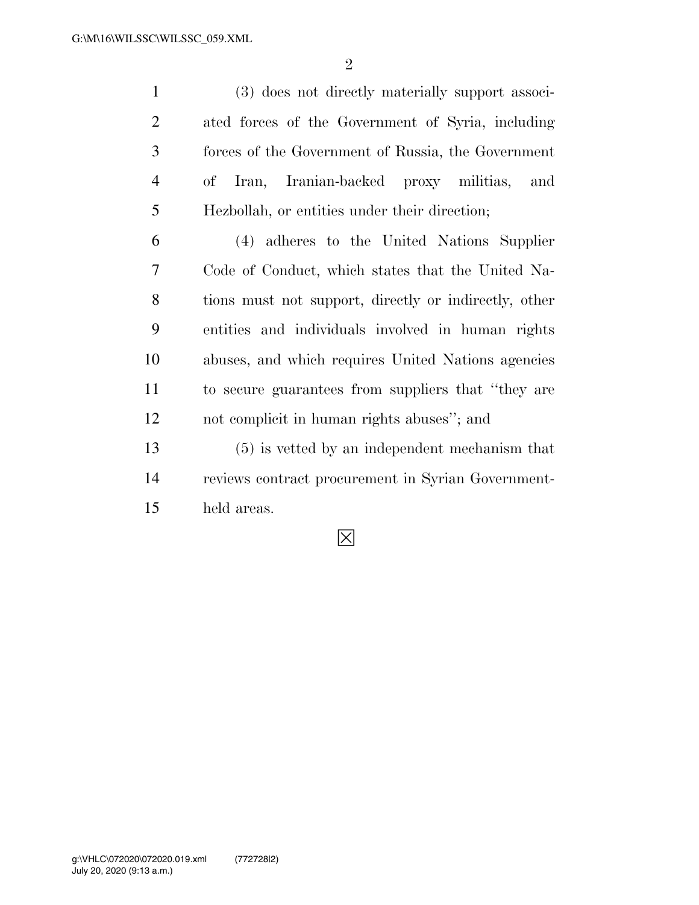(3) does not directly materially support associated forces of the Government of Syria, including forces of the Government of Russia, the Government of Iran, Iranian-backed proxy militias, and Hezbollah, or entities under their direction;

(4) adheres to the United Nations Supplier Code of Conduct, which states that the United Nations must not support, directly or indirectly, other entities and individuals involved in human rights abuses, and which requires United Nations agencies to secure guarantees from suppliers that "they are not complicit in human rights abuses"; and

(5) is vetted by an independent mechanism that reviews contract procurement in Syrian Government-held areas.

☒